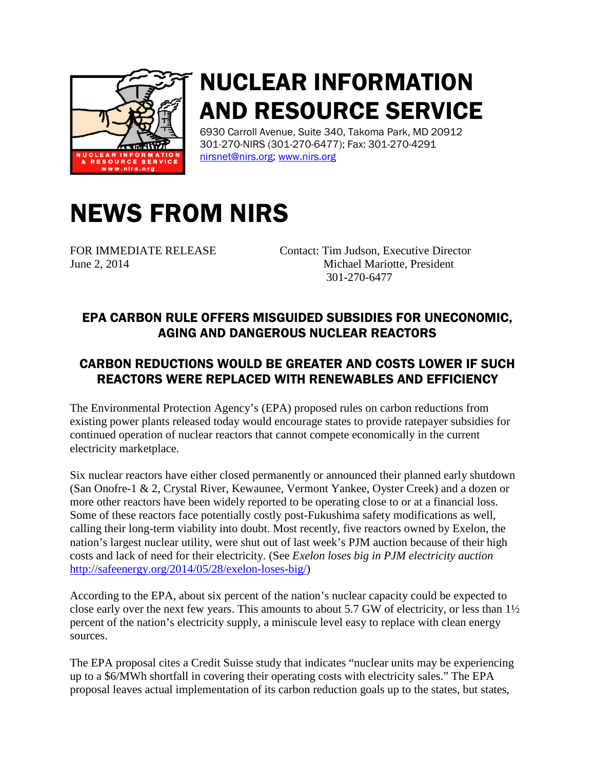# NUCLEAR INFORMATION AND RESOURCE SERVICE

6930 Carroll Avenue, Suite 340, Takoma Park, MD 20912
301-270-NIRS (301-270-6477); Fax: 301-270-4291
nirsnet@nirs.org; www.nirs.org

# NEWS FROM NIRS

FOR IMMEDIATE RELEASE
June 2, 2014

Contact: Tim Judson, Executive Director
Michael Mariotte, President
301-270-6477

## EPA CARBON RULE OFFERS MISGUIDED SUBSIDIES FOR UNECONOMIC, AGING AND DANGEROUS NUCLEAR REACTORS

## CARBON REDUCTIONS WOULD BE GREATER AND COSTS LOWER IF SUCH REACTORS WERE REPLACED WITH RENEWABLES AND EFFICIENCY

The Environmental Protection Agency's (EPA) proposed rules on carbon reductions from existing power plants released today would encourage states to provide ratepayer subsidies for continued operation of nuclear reactors that cannot compete economically in the current electricity marketplace.

Six nuclear reactors have either closed permanently or announced their planned early shutdown (San Onofre-1 & 2, Crystal River, Kewaunee, Vermont Yankee, Oyster Creek) and a dozen or more other reactors have been widely reported to be operating close to or at a financial loss. Some of these reactors face potentially costly post-Fukushima safety modifications as well, calling their long-term viability into doubt. Most recently, five reactors owned by Exelon, the nation's largest nuclear utility, were shut out of last week's PJM auction because of their high costs and lack of need for their electricity. (See *Exelon loses big in PJM electricity auction* http://safeenergy.org/2014/05/28/exelon-loses-big/)

According to the EPA, about six percent of the nation's nuclear capacity could be expected to close early over the next few years. This amounts to about 5.7 GW of electricity, or less than 1½ percent of the nation's electricity supply, a miniscule level easy to replace with clean energy sources.

The EPA proposal cites a Credit Suisse study that indicates "nuclear units may be experiencing up to a $6/MWh shortfall in covering their operating costs with electricity sales." The EPA proposal leaves actual implementation of its carbon reduction goals up to the states, but states,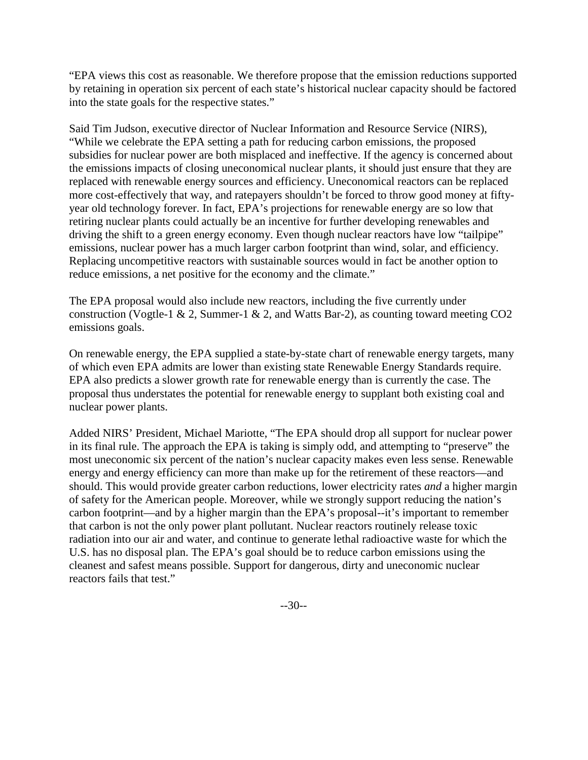"EPA views this cost as reasonable. We therefore propose that the emission reductions supported by retaining in operation six percent of each state's historical nuclear capacity should be factored into the state goals for the respective states."

Said Tim Judson, executive director of Nuclear Information and Resource Service (NIRS), "While we celebrate the EPA setting a path for reducing carbon emissions, the proposed subsidies for nuclear power are both misplaced and ineffective. If the agency is concerned about the emissions impacts of closing uneconomical nuclear plants, it should just ensure that they are replaced with renewable energy sources and efficiency. Uneconomical reactors can be replaced more cost-effectively that way, and ratepayers shouldn't be forced to throw good money at fifty-year old technology forever. In fact, EPA's projections for renewable energy are so low that retiring nuclear plants could actually be an incentive for further developing renewables and driving the shift to a green energy economy. Even though nuclear reactors have low "tailpipe" emissions, nuclear power has a much larger carbon footprint than wind, solar, and efficiency. Replacing uncompetitive reactors with sustainable sources would in fact be another option to reduce emissions, a net positive for the economy and the climate."

The EPA proposal would also include new reactors, including the five currently under construction (Vogtle-1 & 2, Summer-1 & 2, and Watts Bar-2), as counting toward meeting $CO_2$ emissions goals.

On renewable energy, the EPA supplied a state-by-state chart of renewable energy targets, many of which even EPA admits are lower than existing state Renewable Energy Standards require. EPA also predicts a slower growth rate for renewable energy than is currently the case. The proposal thus understates the potential for renewable energy to supplant both existing coal and nuclear power plants.

Added NIRS' President, Michael Mariotte, "The EPA should drop all support for nuclear power in its final rule. The approach the EPA is taking is simply odd, and attempting to "preserve" the most uneconomic six percent of the nation's nuclear capacity makes even less sense. Renewable energy and energy efficiency can more than make up for the retirement of these reactors—and should. This would provide greater carbon reductions, lower electricity rates *and* a higher margin of safety for the American people. Moreover, while we strongly support reducing the nation's carbon footprint—and by a higher margin than the EPA's proposal--it's important to remember that carbon is not the only power plant pollutant. Nuclear reactors routinely release toxic radiation into our air and water, and continue to generate lethal radioactive waste for which the U.S. has no disposal plan. The EPA's goal should be to reduce carbon emissions using the cleanest and safest means possible. Support for dangerous, dirty and uneconomic nuclear reactors fails that test."

--30--